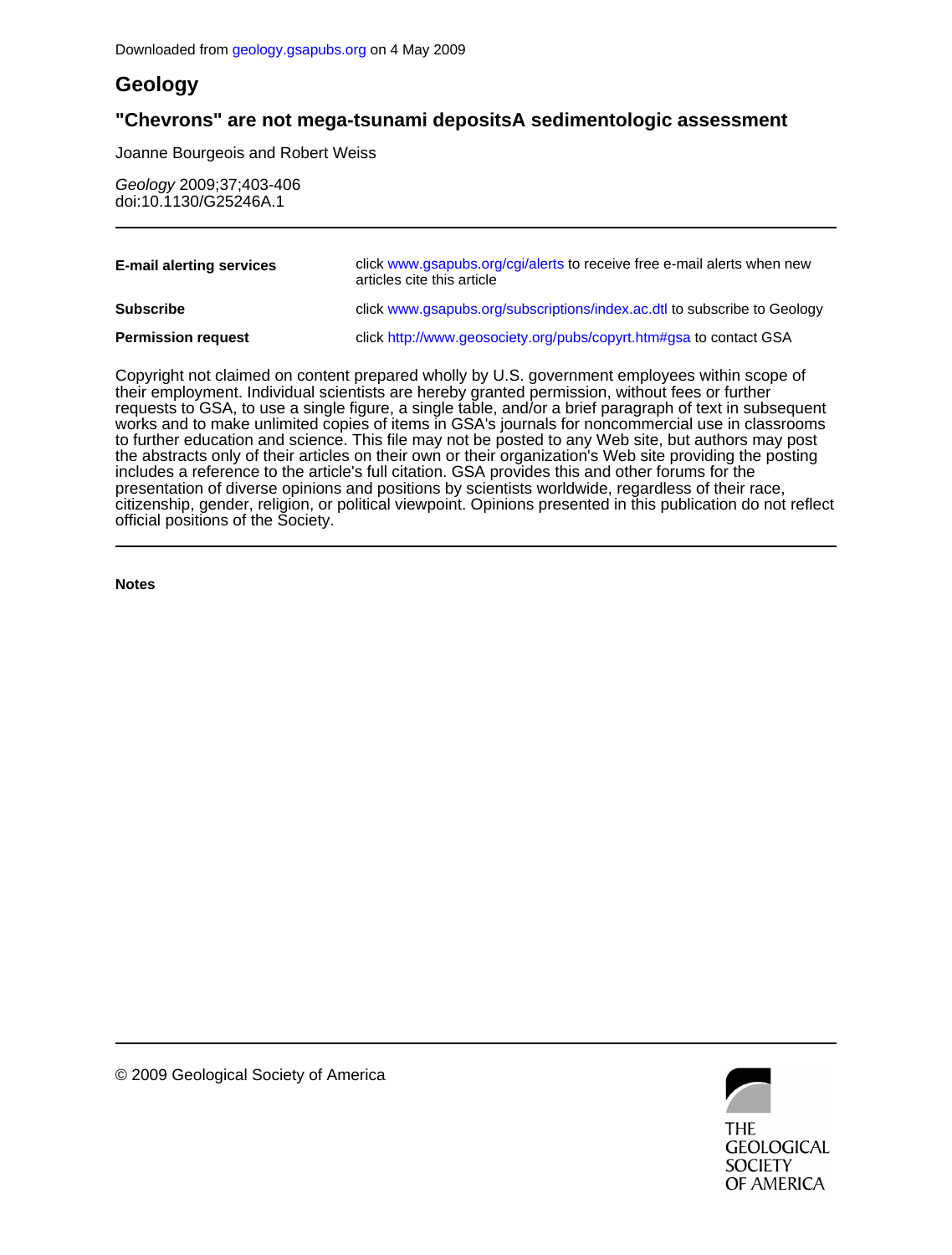Downloaded from geology.gsapubs.org on 4 May 2009

# Geology

## "Chevrons" are not mega-tsunami depositsA sedimentologic assessment

Joanne Bourgeois and Robert Weiss

*Geology* 2009;37;403-406
doi:10.1130/G25246A.1

| | |
|---|---|
| **E-mail alerting services** | click www.gsapubs.org/cgi/alerts to receive free e-mail alerts when new articles cite this article |
| **Subscribe** | click www.gsapubs.org/subscriptions/index.ac.dtl to subscribe to Geology |
| **Permission request** | click http://www.geosociety.org/pubs/copyrt.htm#gsa to contact GSA |

Copyright not claimed on content prepared wholly by U.S. government employees within scope of their employment. Individual scientists are hereby granted permission, without fees or further requests to GSA, to use a single figure, a single table, and/or a brief paragraph of text in subsequent works and to make unlimited copies of items in GSA's journals for noncommercial use in classrooms to further education and science. This file may not be posted to any Web site, but authors may post the abstracts only of their articles on their own or their organization's Web site providing the posting includes a reference to the article's full citation. GSA provides this and other forums for the presentation of diverse opinions and positions by scientists worldwide, regardless of their race, citizenship, gender, religion, or political viewpoint. Opinions presented in this publication do not reflect official positions of the Society.

**Notes**

© 2009 Geological Society of America

THE GEOLOGICAL SOCIETY OF AMERICA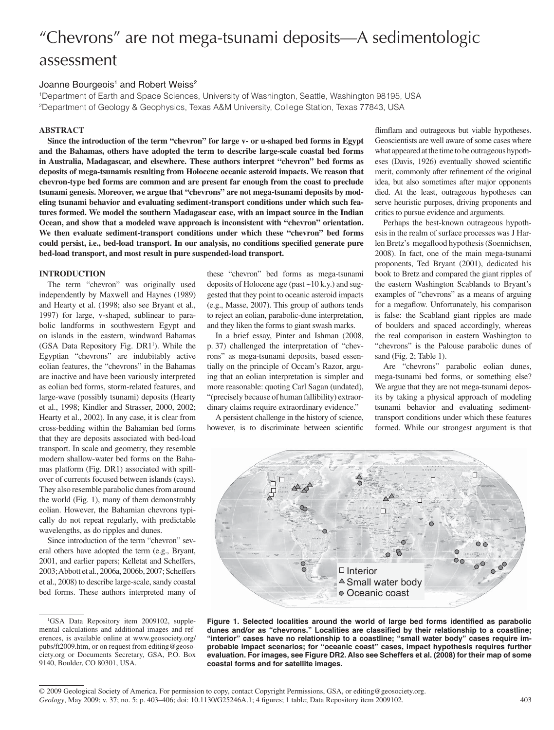# "Chevrons" are not mega-tsunami deposits—A sedimentologic assessment

Joanne Bourgeois[1] and Robert Weiss[2]

[1]Department of Earth and Space Sciences, University of Washington, Seattle, Washington 98195, USA
[2]Department of Geology & Geophysics, Texas A&M University, College Station, Texas 77843, USA

## ABSTRACT

**Since the introduction of the term "chevron" for large v- or u-shaped bed forms in Egypt and the Bahamas, others have adopted the term to describe large-scale coastal bed forms in Australia, Madagascar, and elsewhere. These authors interpret "chevron" bed forms as deposits of mega-tsunamis resulting from Holocene oceanic asteroid impacts. We reason that chevron-type bed forms are common and are present far enough from the coast to preclude tsunami genesis. Moreover, we argue that "chevrons" are not mega-tsunami deposits by modeling tsunami behavior and evaluating sediment-transport conditions under which such features formed. We model the southern Madagascar case, with an impact source in the Indian Ocean, and show that a modeled wave approach is inconsistent with "chevron" orientation. We then evaluate sediment-transport conditions under which these "chevron" bed forms could persist, i.e., bed-load transport. In our analysis, no conditions specified generate pure bed-load transport, and most result in pure suspended-load transport.**

## INTRODUCTION

The term "chevron" was originally used independently by Maxwell and Haynes (1989) and Hearty et al. (1998; also see Bryant et al., 1997) for large, v-shaped, sublinear to parabolic landforms in southwestern Egypt and on islands in the eastern, windward Bahamas (GSA Data Repository Fig. DR1[1]). While the Egyptian "chevrons" are indubitably active eolian features, the "chevrons" in the Bahamas are inactive and have been variously interpreted as eolian bed forms, storm-related features, and large-wave (possibly tsunami) deposits (Hearty et al., 1998; Kindler and Strasser, 2000, 2002; Hearty et al., 2002). In any case, it is clear from cross-bedding within the Bahamian bed forms that they are deposits associated with bed-load transport. In scale and geometry, they resemble modern shallow-water bed forms on the Bahamas platform (Fig. DR1) associated with spillover of currents focused between islands (cays). They also resemble parabolic dunes from around the world (Fig. 1), many of them demonstrably eolian. However, the Bahamian chevrons typically do not repeat regularly, with predictable wavelengths, as do ripples and dunes.

Since introduction of the term "chevron" several others have adopted the term (e.g., Bryant, 2001, and earlier papers; Kelletat and Scheffers, 2003; Abbott et al., 2006a, 2006b, 2007; Scheffers et al., 2008) to describe large-scale, sandy coastal bed forms. These authors interpreted many of these "chevron" bed forms as mega-tsunami deposits of Holocene age (past ~10 k.y.) and suggested that they point to oceanic asteroid impacts (e.g., Masse, 2007). This group of authors tends to reject an eolian, parabolic-dune interpretation, and they liken the forms to giant swash marks.

In a brief essay, Pinter and Ishman (2008, p. 37) challenged the interpretation of "chevrons" as mega-tsunami deposits, based essentially on the principle of Occam's Razor, arguing that an eolian interpretation is simpler and more reasonable: quoting Carl Sagan (undated), "(precisely because of human fallibility) extraordinary claims require extraordinary evidence."

A persistent challenge in the history of science, however, is to discriminate between scientific flimflam and outrageous but viable hypotheses. Geoscientists are well aware of some cases where what appeared at the time to be outrageous hypotheses (Davis, 1926) eventually showed scientific merit, commonly after refinement of the original idea, but also sometimes after major opponents died. At the least, outrageous hypotheses can serve heuristic purposes, driving proponents and critics to pursue evidence and arguments.

Perhaps the best-known outrageous hypothesis in the realm of surface processes was J Harlen Bretz's megaflood hypothesis (Soennichsen, 2008). In fact, one of the main mega-tsunami proponents, Ted Bryant (2001), dedicated his book to Bretz and compared the giant ripples of the eastern Washington Scablands to Bryant's examples of "chevrons" as a means of arguing for a megaflow. Unfortunately, his comparison is false: the Scabland giant ripples are made of boulders and spaced accordingly, whereas the real comparison in eastern Washington to "chevrons" is the Palouse parabolic dunes of sand (Fig. 2; Table 1).

Are "chevrons" parabolic eolian dunes, mega-tsunami bed forms, or something else? We argue that they are not mega-tsunami deposits by taking a physical approach of modeling tsunami behavior and evaluating sediment-transport conditions under which these features formed. While our strongest argument is that

**Figure 1. Selected localities around the world of large bed forms identified as parabolic dunes and/or as "chevrons." Localities are classified by their relationship to a coastline; "interior" cases have no relationship to a coastline; "small water body" cases require improbable impact scenarios; for "oceanic coast" cases, impact hypothesis requires further evaluation. For images, see Figure DR2. Also see Scheffers et al. (2008) for their map of some coastal forms and for satellite images.**

[1]GSA Data Repository item 2009102, supplemental calculations and additional images and references, is available online at www.geosociety.org/pubs/ft2009.htm, or on request from editing@geosociety.org or Documents Secretary, GSA, P.O. Box 9140, Boulder, CO 80301, USA.

© 2009 Geological Society of America. For permission to copy, contact Copyright Permissions, GSA, or editing@geosociety.org.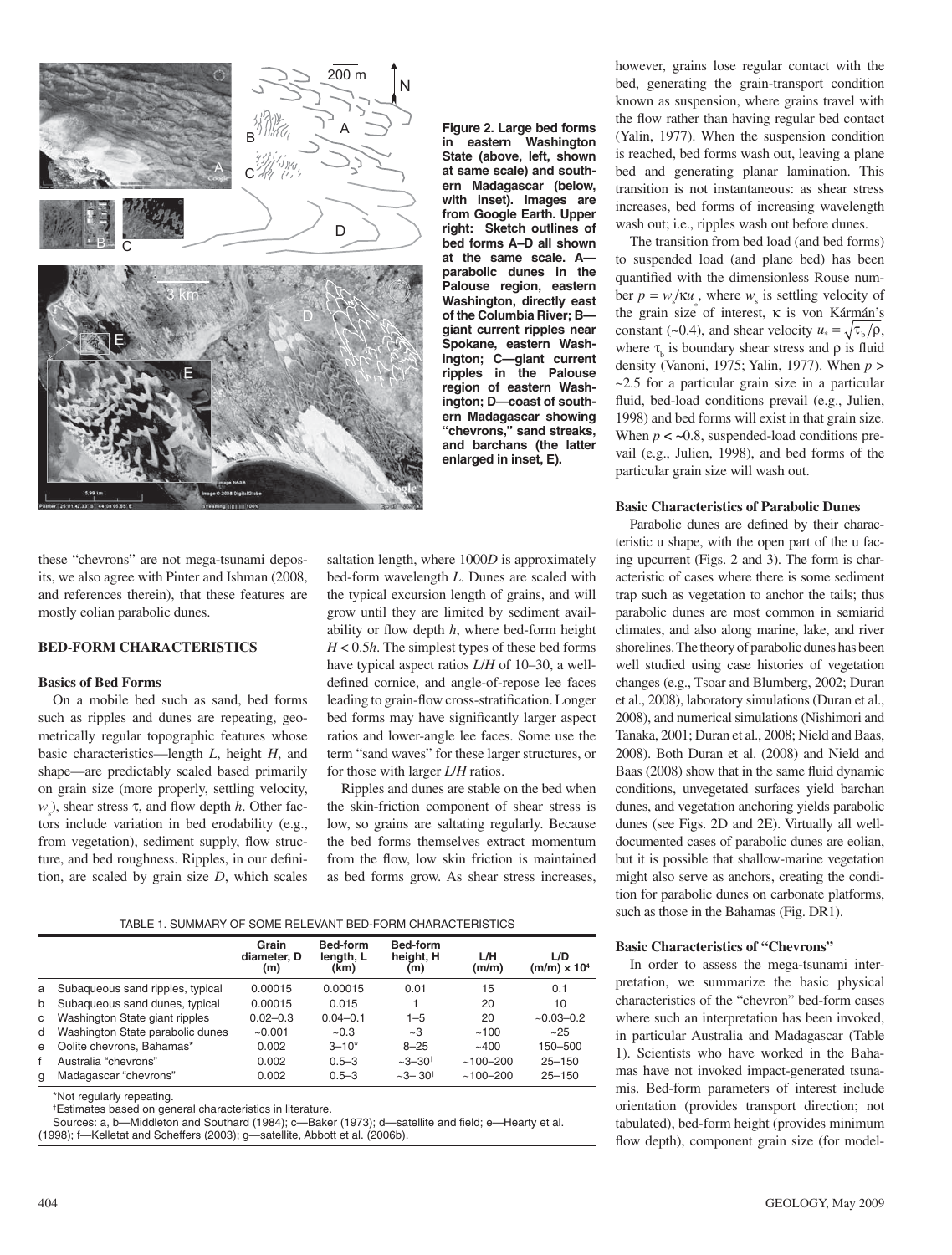Figure 2. Large bed forms in eastern Washington State (above, left, shown at same scale) and southern Madagascar (below, with inset). Images are from Google Earth. Upper right: Sketch outlines of bed forms A–D all shown at the same scale. A—parabolic dunes in the Palouse region, eastern Washington, directly east of the Columbia River; B—giant current ripples near Spokane, eastern Washington; C—giant current ripples in the Palouse region of eastern Washington; D—coast of southern Madagascar showing "chevrons," sand streaks, and barchans (the latter enlarged in inset, E).

these "chevrons" are not mega-tsunami deposits, we also agree with Pinter and Ishman (2008, and references therein), that these features are mostly eolian parabolic dunes.

## BED-FORM CHARACTERISTICS

### Basics of Bed Forms

On a mobile bed such as sand, bed forms such as ripples and dunes are repeating, geometrically regular topographic features whose basic characteristics—length $L$, height $H$, and shape—are predictably scaled based primarily on grain size (more properly, settling velocity, $w_s$), shear stress $\tau$, and flow depth $h$. Other factors include variation in bed erodability (e.g., from vegetation), sediment supply, flow structure, and bed roughness. Ripples, in our definition, are scaled by grain size $D$, which scales saltation length, where $1000D$ is approximately bed-form wavelength $L$. Dunes are scaled with the typical excursion length of grains, and will grow until they are limited by sediment availability or flow depth $h$, where bed-form height $H < 0.5h$. The simplest types of these bed forms have typical aspect ratios $L/H$ of 10–30, a well-defined cornice, and angle-of-repose lee faces leading to grain-flow cross-stratification. Longer bed forms may have significantly larger aspect ratios and lower-angle lee faces. Some use the term "sand waves" for these larger structures, or for those with larger $L/H$ ratios.

Ripples and dunes are stable on the bed when the skin-friction component of shear stress is low, so grains are saltating regularly. Because the bed forms themselves extract momentum from the flow, low skin friction is maintained as bed forms grow. As shear stress increases, however, grains lose regular contact with the bed, generating the grain-transport condition known as suspension, where grains travel with the flow rather than having regular bed contact (Yalin, 1977). When the suspension condition is reached, bed forms wash out, leaving a plane bed and generating planar lamination. This transition is not instantaneous: as shear stress increases, bed forms of increasing wavelength wash out; i.e., ripples wash out before dunes.

The transition from bed load (and bed forms) to suspended load (and plane bed) has been quantified with the dimensionless Rouse number $p = w_s/\kappa u_*$, where $w_s$ is settling velocity of the grain size of interest, $\kappa$ is von Kármán's constant (~0.4), and shear velocity $u_* = \sqrt{\tau_b/\rho}$, where $\tau_b$ is boundary shear stress and $\rho$ is fluid density (Vanoni, 1975; Yalin, 1977). When $p >$ ~2.5 for a particular grain size in a particular fluid, bed-load conditions prevail (e.g., Julien, 1998) and bed forms will exist in that grain size. When $p <$ ~0.8, suspended-load conditions prevail (e.g., Julien, 1998), and bed forms of the particular grain size will wash out.

### Basic Characteristics of Parabolic Dunes

Parabolic dunes are defined by their characteristic u shape, with the open part of the u facing upcurrent (Figs. 2 and 3). The form is characteristic of cases where there is some sediment trap such as vegetation to anchor the tails; thus parabolic dunes are most common in semiarid climates, and also along marine, lake, and river shorelines. The theory of parabolic dunes has been well studied using case histories of vegetation changes (e.g., Tsoar and Blumberg, 2002; Duran et al., 2008), laboratory simulations (Duran et al., 2008), and numerical simulations (Nishimori and Tanaka, 2001; Duran et al., 2008; Nield and Baas, 2008). Both Duran et al. (2008) and Nield and Baas (2008) show that in the same fluid dynamic conditions, unvegetated surfaces yield barchan dunes, and vegetation anchoring yields parabolic dunes (see Figs. 2D and 2E). Virtually all well-documented cases of parabolic dunes are eolian, but it is possible that shallow-marine vegetation might also serve as anchors, creating the condition for parabolic dunes on carbonate platforms, such as those in the Bahamas (Fig. DR1).

TABLE 1. SUMMARY OF SOME RELEVANT BED-FORM CHARACTERISTICS

| | | Grain diameter, D (m) | Bed-form length, L (km) | Bed-form height, H (m) | L/H (m/m) | L/D (m/m) × 10⁴ |
|---|---|---|---|---|---|---|
| a | Subaqueous sand ripples, typical | 0.00015 | 0.00015 | 0.01 | 15 | 0.1 |
| b | Subaqueous sand dunes, typical | 0.00015 | 0.015 | 1 | 20 | 10 |
| c | Washington State giant ripples | 0.02–0.3 | 0.04–0.1 | 1–5 | 20 | ~0.03–0.2 |
| d | Washington State parabolic dunes | ~0.001 | ~0.3 | ~3 | ~100 | ~25 |
| e | Oolite chevrons, Bahamas* | 0.002 | 3–10* | 8–25 | ~400 | 150–500 |
| f | Australia "chevrons" | 0.002 | 0.5–3 | ~3–30† | ~100–200 | 25–150 |
| g | Madagascar "chevrons" | 0.002 | 0.5–3 | ~3– 30† | ~100–200 | 25–150 |

*Not regularly repeating.
†Estimates based on general characteristics in literature.
Sources: a, b—Middleton and Southard (1984); c—Baker (1973); d—satellite and field; e—Hearty et al. (1998); f—Kelletat and Scheffers (2003); g—satellite, Abbott et al. (2006b).

### Basic Characteristics of "Chevrons"

In order to assess the mega-tsunami interpretation, we summarize the basic physical characteristics of the "chevron" bed-form cases where such an interpretation has been invoked, in particular Australia and Madagascar (Table 1). Scientists who have worked in the Bahamas have not invoked impact-generated tsunamis. Bed-form parameters of interest include orientation (provides transport direction; not tabulated), bed-form height (provides minimum flow depth), component grain size (for model-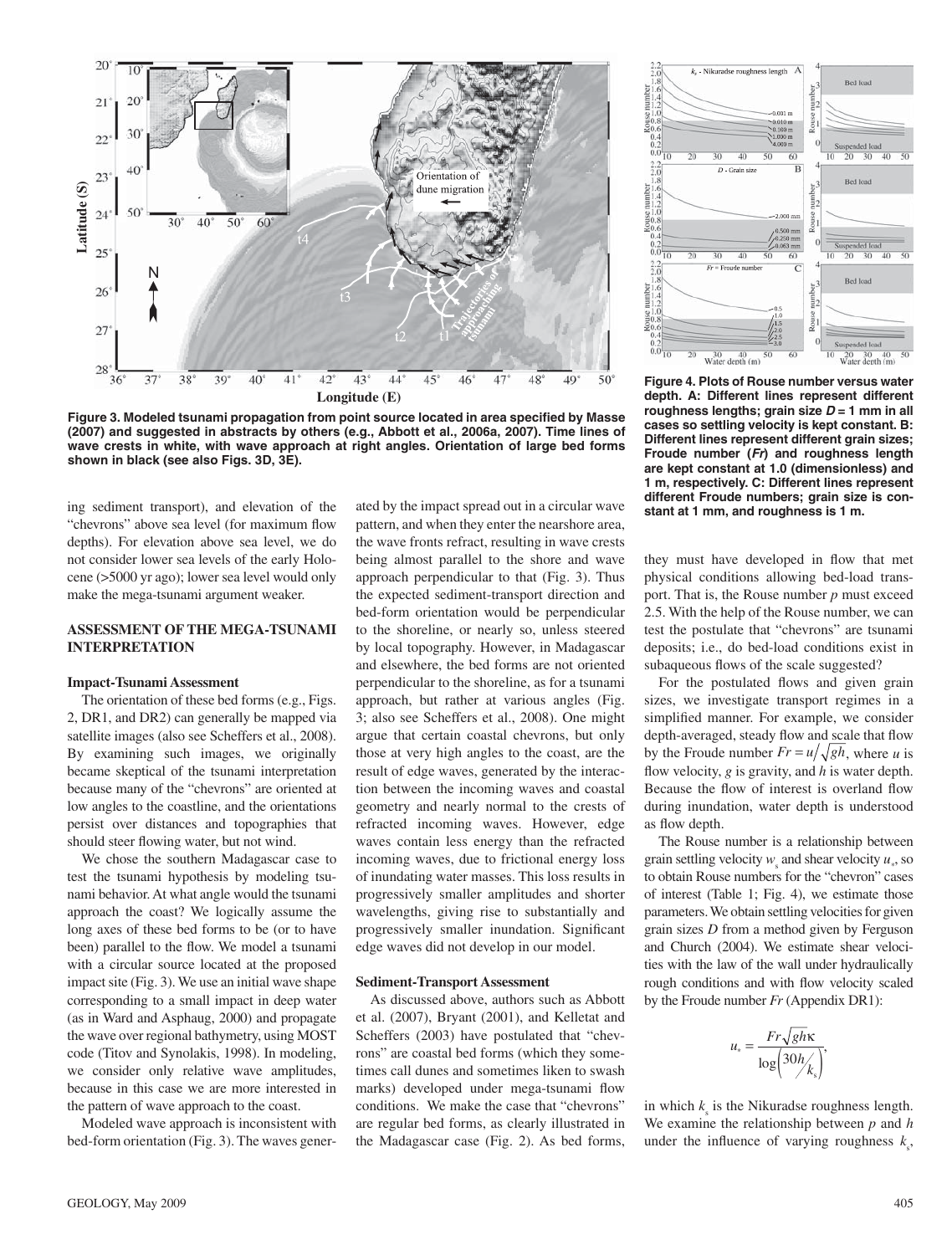Figure 3. Modeled tsunami propagation from point source located in area specified by Masse (2007) and suggested in abstracts by others (e.g., Abbott et al., 2006a, 2007). Time lines of wave crests in white, with wave approach at right angles. Orientation of large bed forms shown in black (see also Figs. 3D, 3E).

Figure 4. Plots of Rouse number versus water depth. A: Different lines represent different roughness lengths; grain size $D$ = 1 mm in all cases so settling velocity is kept constant. B: Different lines represent different grain sizes; Froude number ($Fr$) and roughness length are kept constant at 1.0 (dimensionless) and 1 m, respectively. C: Different lines represent different Froude numbers; grain size is constant at 1 mm, and roughness is 1 m.

ing sediment transport), and elevation of the "chevrons" above sea level (for maximum flow depths). For elevation above sea level, we do not consider lower sea levels of the early Holocene (>5000 yr ago); lower sea level would only make the mega-tsunami argument weaker.

## ASSESSMENT OF THE MEGA-TSUNAMI INTERPRETATION

### Impact-Tsunami Assessment

The orientation of these bed forms (e.g., Figs. 2, DR1, and DR2) can generally be mapped via satellite images (also see Scheffers et al., 2008). By examining such images, we originally became skeptical of the tsunami interpretation because many of the "chevrons" are oriented at low angles to the coastline, and the orientations persist over distances and topographies that should steer flowing water, but not wind.

We chose the southern Madagascar case to test the tsunami hypothesis by modeling tsunami behavior. At what angle would the tsunami approach the coast? We logically assume the long axes of these bed forms to be (or to have been) parallel to the flow. We model a tsunami with a circular source located at the proposed impact site (Fig. 3). We use an initial wave shape corresponding to a small impact in deep water (as in Ward and Asphaug, 2000) and propagate the wave over regional bathymetry, using MOST code (Titov and Synolakis, 1998). In modeling, we consider only relative wave amplitudes, because in this case we are more interested in the pattern of wave approach to the coast.

Modeled wave approach is inconsistent with bed-form orientation (Fig. 3). The waves generated by the impact spread out in a circular wave pattern, and when they enter the nearshore area, the wave fronts refract, resulting in wave crests being almost parallel to the shore and wave approach perpendicular to that (Fig. 3). Thus the expected sediment-transport direction and bed-form orientation would be perpendicular to the shoreline, or nearly so, unless steered by local topography. However, in Madagascar and elsewhere, the bed forms are not oriented perpendicular to the shoreline, as for a tsunami approach, but rather at various angles (Fig. 3; also see Scheffers et al., 2008). One might argue that certain coastal chevrons, but only those at very high angles to the coast, are the result of edge waves, generated by the interaction between the incoming waves and coastal geometry and nearly normal to the crests of refracted incoming waves. However, edge waves contain less energy than the refracted incoming waves, due to frictional energy loss of inundating water masses. This loss results in progressively smaller amplitudes and shorter wavelengths, giving rise to substantially and progressively smaller inundation. Significant edge waves did not develop in our model.

### Sediment-Transport Assessment

As discussed above, authors such as Abbott et al. (2007), Bryant (2001), and Kelletat and Scheffers (2003) have postulated that "chevrons" are coastal bed forms (which they sometimes call dunes and sometimes liken to swash marks) developed under mega-tsunami flow conditions. We make the case that "chevrons" are regular bed forms, as clearly illustrated in the Madagascar case (Fig. 2). As bed forms, they must have developed in flow that met physical conditions allowing bed-load transport. That is, the Rouse number $p$ must exceed 2.5. With the help of the Rouse number, we can test the postulate that "chevrons" are tsunami deposits; i.e., do bed-load conditions exist in subaqueous flows of the scale suggested?

For the postulated flows and given grain sizes, we investigate transport regimes in a simplified manner. For example, we consider depth-averaged, steady flow and scale that flow by the Froude number $Fr = u/\sqrt{gh}$, where $u$ is flow velocity, $g$ is gravity, and $h$ is water depth. Because the flow of interest is overland flow during inundation, water depth is understood as flow depth.

The Rouse number is a relationship between grain settling velocity $w_s$ and shear velocity $u_*$, so to obtain Rouse numbers for the "chevron" cases of interest (Table 1; Fig. 4), we estimate those parameters. We obtain settling velocities for given grain sizes $D$ from a method given by Ferguson and Church (2004). We estimate shear velocities with the law of the wall under hydraulically rough conditions and with flow velocity scaled by the Froude number $Fr$ (Appendix DR1):

$$u_* = \frac{Fr\sqrt{gh}\kappa}{\log\left(30h/k_s\right)},$$

in which $k_s$ is the Nikuradse roughness length. We examine the relationship between $p$ and $h$ under the influence of varying roughness $k_s$,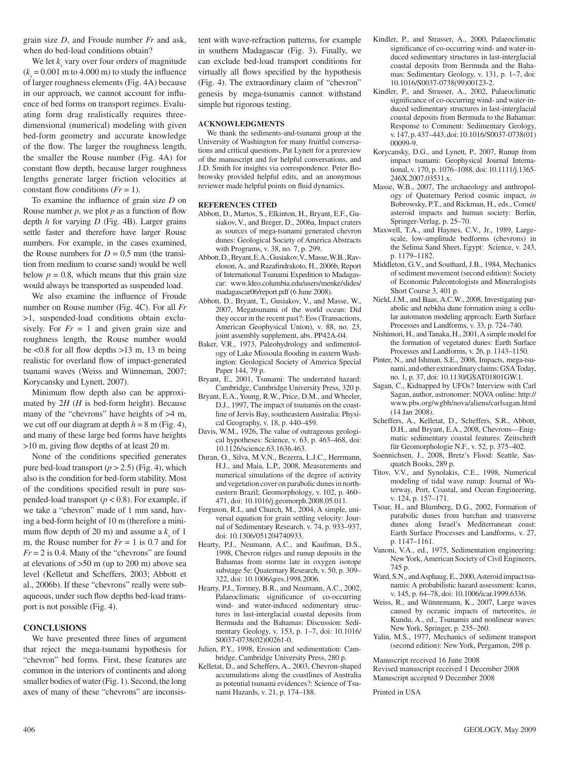grain size $D$, and Froude number $Fr$ and ask, when do bed-load conditions obtain?

We let $k_s$ vary over four orders of magnitude ($k_s = 0.001$ m to 4.000 m) to study the influence of larger roughness elements (Fig. 4A) because in our approach, we cannot account for influence of bed forms on transport regimes. Evaluating form drag realistically requires three-dimensional (numerical) modeling with given bed-form geometry and accurate knowledge of the flow. The larger the roughness length, the smaller the Rouse number (Fig. 4A) for constant flow depth, because larger roughness lengths generate larger friction velocities at constant flow conditions ($Fr = 1$).

To examine the influence of grain size $D$ on Rouse number $p$, we plot $p$ as a function of flow depth $h$ for varying $D$ (Fig. 4B). Larger grains settle faster and therefore have larger Rouse numbers. For example, in the cases examined, the Rouse numbers for $D = 0.5$ mm (the transition from medium to coarse sand) would be well below $p = 0.8$, which means that this grain size would always be transported as suspended load.

We also examine the influence of Froude number on Rouse number (Fig. 4C). For all $Fr > 1$, suspended-load conditions obtain exclusively. For $Fr = 1$ and given grain size and roughness length, the Rouse number would be $<0.8$ for all flow depths $>13$ m, 13 m being realistic for overland flow of impact-generated tsunami waves (Weiss and Wünneman, 2007; Korycansky and Lynett, 2007).

Minimum flow depth also can be approximated by $2H$ ($H$ is bed-form height). Because many of the "chevrons" have heights of $>4$ m, we cut off our diagram at depth $h = 8$ m (Fig. 4), and many of these large bed forms have heights $>10$ m, giving flow depths of at least 20 m.

None of the conditions specified generates pure bed-load transport ($p > 2.5$) (Fig. 4), which also is the condition for bed-form stability. Most of the conditions specified result in pure suspended-load transport ($p < 0.8$). For example, if we take a "chevron" made of 1 mm sand, having a bed-form height of 10 m (therefore a minimum flow depth of 20 m) and assume a $k_s$ of 1 m, the Rouse number for $Fr = 1$ is 0.7 and for $Fr = 2$ is 0.4. Many of the "chevrons" are found at elevations of $>50$ m (up to 200 m) above sea level (Kelletat and Scheffers, 2003; Abbott et al., 2006b). If these "chevrons" really were subaqueous, under such flow depths bed-load transport is not possible (Fig. 4).

## CONCLUSIONS

We have presented three lines of argument that reject the mega-tsunami hypothesis for "chevron" bed forms. First, these features are common in the interiors of continents and along smaller bodies of water (Fig. 1). Second, the long axes of many of these "chevrons" are inconsistent with wave-refraction patterns, for example in southern Madagascar (Fig. 3). Finally, we can exclude bed-load transport conditions for virtually all flows specified by the hypothesis (Fig. 4). The extraordinary claim of "chevron" genesis by mega-tsunamis cannot withstand simple but rigorous testing.

## ACKNOWLEDGMENTS

We thank the sediments-and-tsunami group at the University of Washington for many fruitful conversations and critical questions, Pat Lynett for a prereview of the manuscript and for helpful conversations, and J.D. Smith for insights via correspondence. Peter Bobrowsky provided helpful edits, and an anonymous reviewer made helpful points on fluid dynamics.

## REFERENCES CITED

Abbott, D., Martos, S., Elkinton, H., Bryant, E.F., Gusiakov, V., and Breger, D., 2006a, Impact craters as sources of mega-tsunami generated chevron dunes: Geological Society of America Abstracts with Programs, v. 38, no. 7, p. 299.

Abbott, D., Bryant, E.A., Gusiakov, V., Masse, W.B., Raveloson, A., and Razafindrakoto, H., 2006b, Report of International Tsunami Expedition to Madagascar: www.ldeo.columbia.edu/users/menke/slides/madagascar06/report.pdf (6 June 2008).

Abbott, D., Bryant, T., Gusiakov, V., and Masse, W., 2007, Megatsunami of the world ocean: Did they occur in the recent past?: Eos (Transactions, American Geophysical Union), v. 88, no. 23, joint assembly supplement, abs. PP42A-04.

Baker, V.R., 1973, Paleohydrology and sedimentology of Lake Missoula flooding in eastern Washington: Geological Society of America Special Paper 144, 79 p.

Bryant, E., 2001, Tsunami: The underrated hazard: Cambridge, Cambridge University Press, 320 p.

Bryant, E.A., Young, R.W., Price, D.M., and Wheeler, D.J., 1997, The impact of tsunamis on the coastline of Jervis Bay, southeastern Australia: Physical Geography, v. 18, p. 440–459.

Davis, W.M., 1926, The value of outrageous geological hypotheses: Science, v. 63, p. 463–468, doi: 10.1126/science.63.1636.463.

Duran, O., Silva, M.V.N., Bezerra, L.J.C., Herrmann, H.J., and Maia, L.P., 2008, Measurements and numerical simulations of the degree of activity and vegetation cover on parabolic dunes in northeastern Brazil: Geomorphology, v. 102, p. 460–471, doi: 10.1016/j.geomorph.2008.05.011.

Ferguson, R.I., and Church, M., 2004, A simple, universal equation for grain settling velocity: Journal of Sedimentary Research, v. 74, p. 933–937, doi: 10.1306/051204740933.

Hearty, P.J., Neumann, A.C., and Kaufman, D.S., 1998, Chevron ridges and runup deposits in the Bahamas from storms late in oxygen isotope substage 5e: Quaternary Research, v. 50, p. 309–322, doi: 10.1006/qres.1998.2006.

Hearty, P.J., Tormey, B.R., and Neumann, A.C., 2002, Palaeoclimatic significance of co-occurring wind- and water-induced sedimentary structures in last-interglacial coastal deposits from Bermuda and the Bahamas: Discussion: Sedimentary Geology, v. 153, p. 1–7, doi: 10.1016/S0037-0738(02)00261-0.

Julien, P.Y., 1998, Erosion and sedimentation: Cambridge, Cambridge University Press, 280 p.

Kelletat, D., and Scheffers, A., 2003, Chevron-shaped accumulations along the coastlines of Australia as potential tsunami evidences?: Science of Tsunami Hazards, v. 21, p. 174–188.

Kindler, P., and Strasser, A., 2000, Palaeoclimatic significance of co-occurring wind- and water-induced sedimentary structures in last-interglacial coastal deposits from Bermuda and the Bahamas: Sedimentary Geology, v. 131, p. 1–7, doi: 10.1016/S0037-0738(99)00123-2.

Kindler, P., and Strasser, A., 2002, Palaeoclimatic significance of co-occurring wind- and water-induced sedimentary structures in last-interglacial coastal deposits from Bermuda to the Bahamas: Response to Comment: Sedimentary Geology, v. 147, p. 437–443, doi: 10.1016/S0037-0738(01)00099-9.

Korycansky, D.G., and Lynett, P., 2007, Runup from impact tsunami: Geophysical Journal International, v. 170, p. 1076–1088, doi: 10.1111/j.1365-246X.2007.03531.x.

Masse, W.B., 2007, The archaeology and anthropology of Quaternary Period cosmic impact, *in* Bobrowsky, P.T., and Rickman, H., eds., Comet/asteroid impacts and human society: Berlin, Springer-Verlag, p. 25–70.

Maxwell, T.A., and Haynes, C.V., Jr., 1989, Large-scale, low-amplitude bedforms (chevrons) in the Selima Sand Sheet, Egypt: Science, v. 243, p. 1179–1182.

Middleton, G.V., and Southard, J.B., 1984, Mechanics of sediment movement (second edition): Society of Economic Paleontologists and Mineralogists Short Course 3, 401 p.

Nield, J.M., and Baas, A.C.W., 2008, Investigating parabolic and nebkha dune formation using a cellular automaton modeling approach: Earth Surface Processes and Landforms, v. 33, p. 724–740.

Nishimori, H., and Tanaka, H., 2001, A simple model for the formation of vegetated dunes: Earth Surface Processes and Landforms, v. 26, p. 1143–1150.

Pinter, N., and Ishman, S.E., 2008, Impacts, mega-tsunami, and other extraordinary claims: GSA Today, no. 1, p. 37, doi: 10.1130/GSAT01801GW.1.

Sagan, C., Kidnapped by UFOs? Interview with Carl Sagan, author, astronomer: NOVA online: http://www.pbs.org/wgbh/nova/aliens/carlsagan.html (14 Jan 2008).

Scheffers, A., Kelletat, D., Scheffers, S.R., Abbott, D.H., and Bryant, E.A., 2008, Chevrons—Enigmatic sedimentary coastal features: Zeitschrift für Geomorphologie N.F., v. 52, p. 375–402.

Soennichsen, J., 2008, Bretz's Flood: Seattle, Sasquatch Books, 289 p.

Titov, V.V., and Synolakis, C.E., 1998, Numerical modeling of tidal wave runup: Journal of Waterway, Port, Coastal, and Ocean Engineering, v. 124, p. 157–171.

Tsoar, H., and Blumberg, D.G., 2002, Formation of parabolic dunes from barchan and transverse dunes along Israel's Mediterranean coast: Earth Surface Processes and Landforms, v. 27, p. 1147–1161.

Vanoni, V.A., ed., 1975, Sedimentation engineering: New York, American Society of Civil Engineers, 745 p.

Ward, S.N., and Asphaug, E., 2000, Asteroid impact tsunamis: A probabilistic hazard assessment: Icarus, v. 145, p. 64–78, doi: 10.1006/icar.1999.6336.

Weiss, R., and Wünnemann, K., 2007, Large waves caused by oceanic impacts of meteorites, *in* Kundu, A., ed., Tsunamis and nonlinear waves: New York, Springer, p. 235–260.

Yalin, M.S., 1977, Mechanics of sediment transport (second edition): New York, Pergamon, 298 p.

Manuscript received 16 June 2008
Revised manuscript received 1 December 2008
Manuscript accepted 9 December 2008

Printed in USA